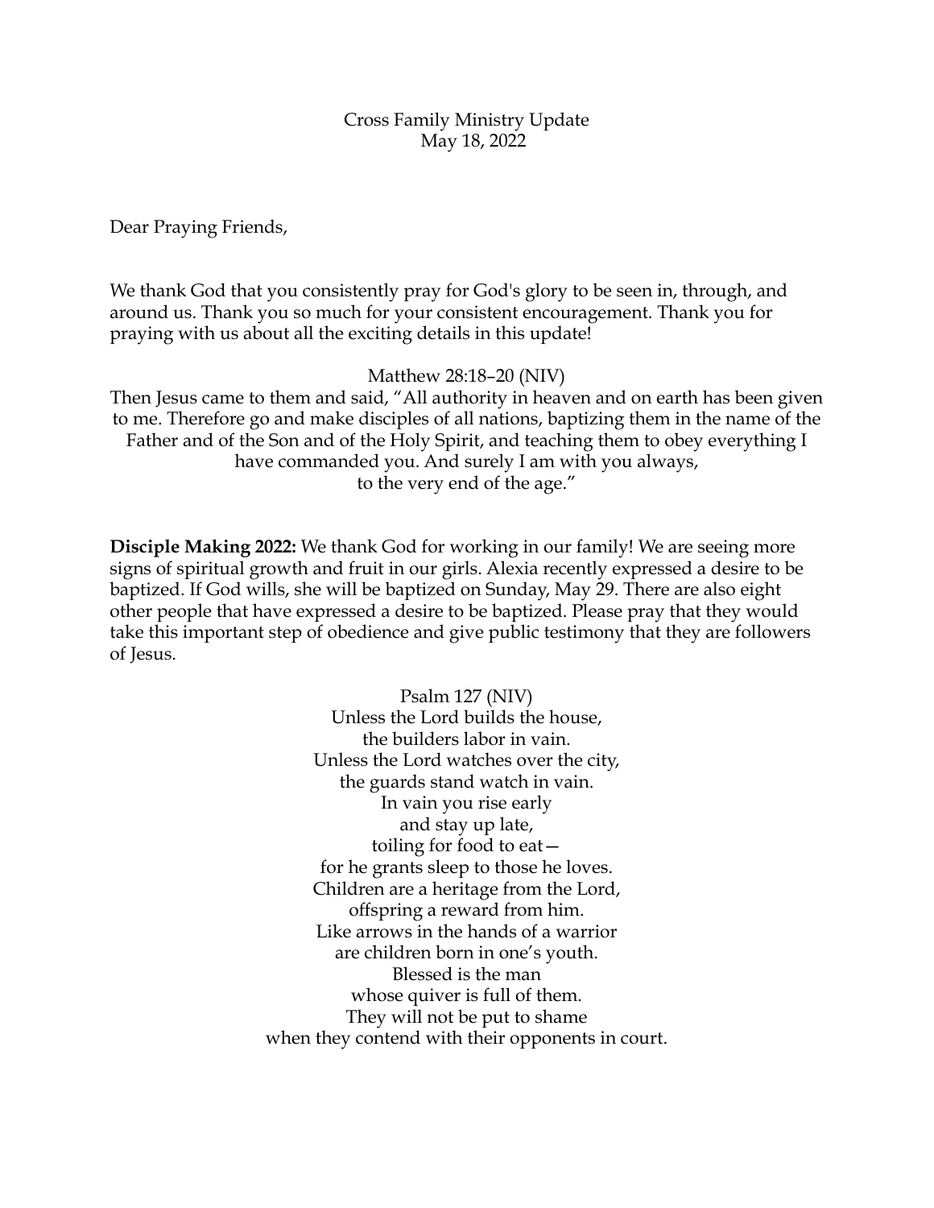Cross Family Ministry Update
May 18, 2022

Dear Praying Friends,

We thank God that you consistently pray for God's glory to be seen in, through, and around us. Thank you so much for your consistent encouragement. Thank you for praying with us about all the exciting details in this update!

Matthew 28:18–20 (NIV)
Then Jesus came to them and said, "All authority in heaven and on earth has been given to me. Therefore go and make disciples of all nations, baptizing them in the name of the Father and of the Son and of the Holy Spirit, and teaching them to obey everything I have commanded you. And surely I am with you always,
to the very end of the age."

**Disciple Making 2022:** We thank God for working in our family! We are seeing more signs of spiritual growth and fruit in our girls. Alexia recently expressed a desire to be baptized. If God wills, she will be baptized on Sunday, May 29. There are also eight other people that have expressed a desire to be baptized. Please pray that they would take this important step of obedience and give public testimony that they are followers of Jesus.

Psalm 127 (NIV)
Unless the Lord builds the house,
the builders labor in vain.
Unless the Lord watches over the city,
the guards stand watch in vain.
In vain you rise early
and stay up late,
toiling for food to eat—
for he grants sleep to those he loves.
Children are a heritage from the Lord,
offspring a reward from him.
Like arrows in the hands of a warrior
are children born in one's youth.
Blessed is the man
whose quiver is full of them.
They will not be put to shame
when they contend with their opponents in court.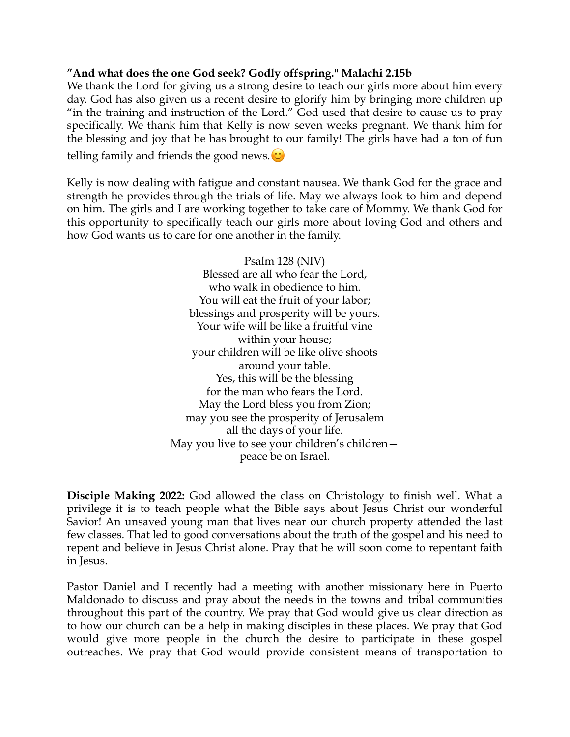**"And what does the one God seek? Godly offspring." Malachi 2.15b**
We thank the Lord for giving us a strong desire to teach our girls more about him every day. God has also given us a recent desire to glorify him by bringing more children up "in the training and instruction of the Lord." God used that desire to cause us to pray specifically. We thank him that Kelly is now seven weeks pregnant. We thank him for the blessing and joy that he has brought to our family! The girls have had a ton of fun telling family and friends the good news. 😊

Kelly is now dealing with fatigue and constant nausea. We thank God for the grace and strength he provides through the trials of life. May we always look to him and depend on him. The girls and I are working together to take care of Mommy. We thank God for this opportunity to specifically teach our girls more about loving God and others and how God wants us to care for one another in the family.

Psalm 128 (NIV)
Blessed are all who fear the Lord,
who walk in obedience to him.
You will eat the fruit of your labor;
blessings and prosperity will be yours.
Your wife will be like a fruitful vine
within your house;
your children will be like olive shoots
around your table.
Yes, this will be the blessing
for the man who fears the Lord.
May the Lord bless you from Zion;
may you see the prosperity of Jerusalem
all the days of your life.
May you live to see your children's children—
peace be on Israel.

**Disciple Making 2022:** God allowed the class on Christology to finish well. What a privilege it is to teach people what the Bible says about Jesus Christ our wonderful Savior! An unsaved young man that lives near our church property attended the last few classes. That led to good conversations about the truth of the gospel and his need to repent and believe in Jesus Christ alone. Pray that he will soon come to repentant faith in Jesus.

Pastor Daniel and I recently had a meeting with another missionary here in Puerto Maldonado to discuss and pray about the needs in the towns and tribal communities throughout this part of the country. We pray that God would give us clear direction as to how our church can be a help in making disciples in these places. We pray that God would give more people in the church the desire to participate in these gospel outreaches. We pray that God would provide consistent means of transportation to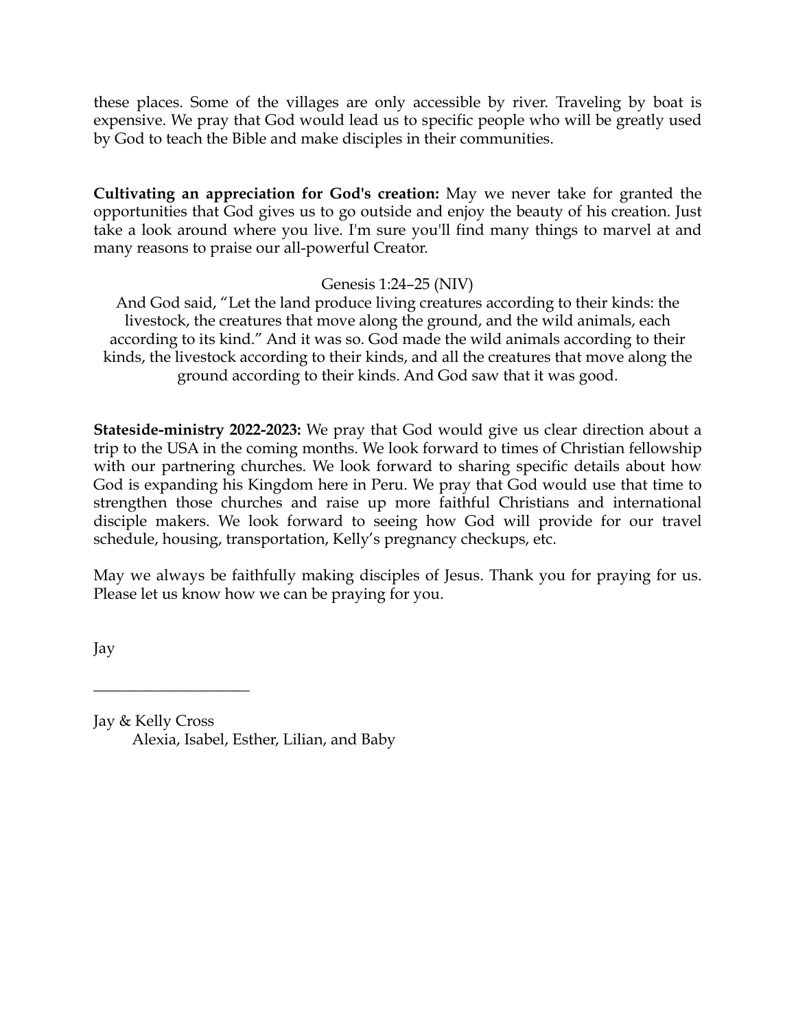these places. Some of the villages are only accessible by river. Traveling by boat is expensive. We pray that God would lead us to specific people who will be greatly used by God to teach the Bible and make disciples in their communities.

**Cultivating an appreciation for God's creation:** May we never take for granted the opportunities that God gives us to go outside and enjoy the beauty of his creation. Just take a look around where you live. I'm sure you'll find many things to marvel at and many reasons to praise our all-powerful Creator.

Genesis 1:24–25 (NIV)
And God said, "Let the land produce living creatures according to their kinds: the livestock, the creatures that move along the ground, and the wild animals, each according to its kind." And it was so. God made the wild animals according to their kinds, the livestock according to their kinds, and all the creatures that move along the ground according to their kinds. And God saw that it was good.

**Stateside-ministry 2022-2023:** We pray that God would give us clear direction about a trip to the USA in the coming months. We look forward to times of Christian fellowship with our partnering churches. We look forward to sharing specific details about how God is expanding his Kingdom here in Peru. We pray that God would use that time to strengthen those churches and raise up more faithful Christians and international disciple makers. We look forward to seeing how God will provide for our travel schedule, housing, transportation, Kelly's pregnancy checkups, etc.

May we always be faithfully making disciples of Jesus. Thank you for praying for us. Please let us know how we can be praying for you.

Jay

____________________

Jay & Kelly Cross
Alexia, Isabel, Esther, Lilian, and Baby